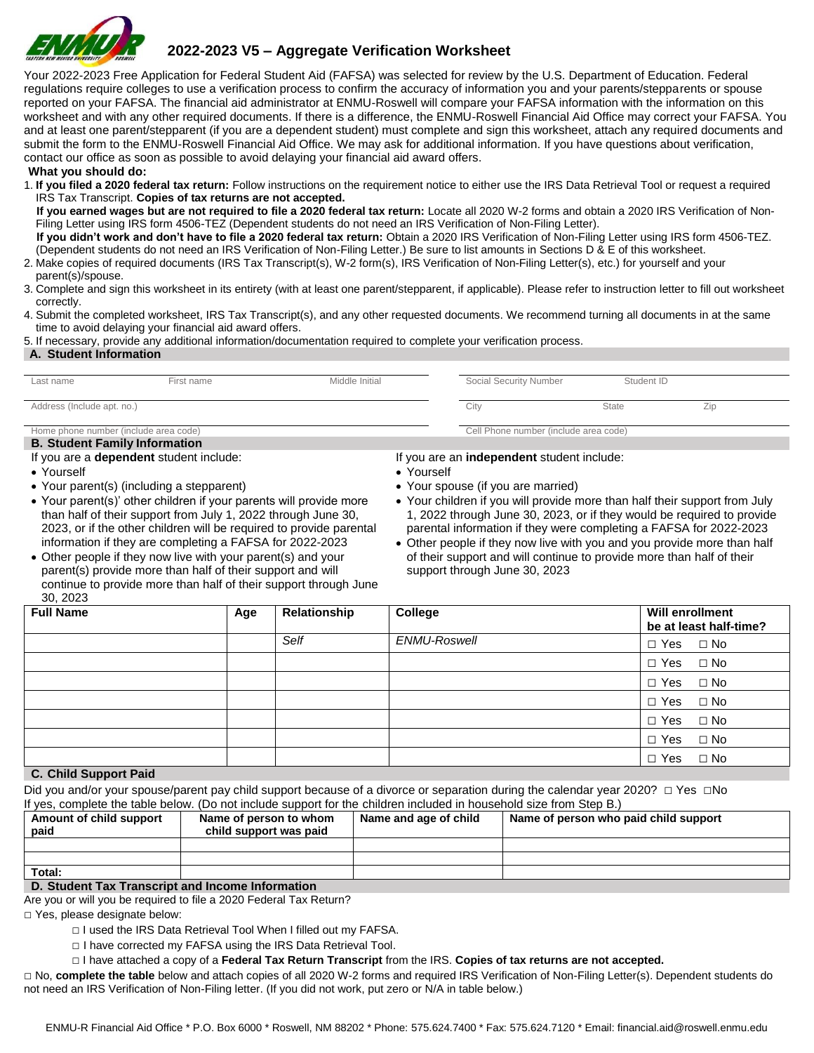# 2022-2023 V5 – Aggregate Verification Worksheet

Your 2022-2023 Free Application for Federal Student Aid (FAFSA) was selected for review by the U.S. Department of Education. Federal regulations require colleges to use a verification process to confirm the accuracy of information you and your parents/stepparents or spouse reported on your FAFSA. The financial aid administrator at ENMU-Roswell will compare your FAFSA information with the information on this worksheet and with any other required documents. If there is a difference, the ENMU-Roswell Financial Aid Office may correct your FAFSA. You and at least one parent/stepparent (if you are a dependent student) must complete and sign this worksheet, attach any required documents and submit the form to the ENMU-Roswell Financial Aid Office. We may ask for additional information. If you have questions about verification, contact our office as soon as possible to avoid delaying your financial aid award offers.

**What you should do:**

1. **If you filed a 2020 federal tax return:** Follow instructions on the requirement notice to either use the IRS Data Retrieval Tool or request a required IRS Tax Transcript. **Copies of tax returns are not accepted.**
   **If you earned wages but are not required to file a 2020 federal tax return:** Locate all 2020 W-2 forms and obtain a 2020 IRS Verification of Non-Filing Letter using IRS form 4506-TEZ (Dependent students do not need an IRS Verification of Non-Filing Letter).
   **If you didn't work and don't have to file a 2020 federal tax return:** Obtain a 2020 IRS Verification of Non-Filing Letter using IRS form 4506-TEZ. (Dependent students do not need an IRS Verification of Non-Filing Letter.) Be sure to list amounts in Sections D & E of this worksheet.
2. Make copies of required documents (IRS Tax Transcript(s), W-2 form(s), IRS Verification of Non-Filing Letter(s), etc.) for yourself and your parent(s)/spouse.
3. Complete and sign this worksheet in its entirety (with at least one parent/stepparent, if applicable). Please refer to instruction letter to fill out worksheet correctly.
4. Submit the completed worksheet, IRS Tax Transcript(s), and any other requested documents. We recommend turning all documents in at the same time to avoid delaying your financial aid award offers.
5. If necessary, provide any additional information/documentation required to complete your verification process.

## A. Student Information

| Last name | First name | Middle Initial | Social Security Number | Student ID |
|---|---|---|---|---|
| | | | | |

| Address (Include apt. no.) | City | State | Zip |
|---|---|---|---|
| | | | |

| Home phone number (include area code) | Cell Phone number (include area code) |
|---|---|
| | |

## B. Student Family Information

If you are a **dependent** student include:

- Yourself
- Your parent(s) (including a stepparent)
- Your parent(s)' other children if your parents will provide more than half of their support from July 1, 2022 through June 30, 2023, or if the other children will be required to provide parental information if they are completing a FAFSA for 2022-2023
- Other people if they now live with your parent(s) and your parent(s) provide more than half of their support and will continue to provide more than half of their support through June 30, 2023

If you are an **independent** student include:

- Yourself
- Your spouse (if you are married)
- Your children if you will provide more than half their support from July 1, 2022 through June 30, 2023, or if they would be required to provide parental information if they were completing a FAFSA for 2022-2023
- Other people if they now live with you and you provide more than half of their support and will continue to provide more than half of their support through June 30, 2023

| Full Name | Age | Relationship | College | Will enrollment be at least half-time? |
|---|---|---|---|---|
| | | *Self* | *ENMU-Roswell* | □ Yes □ No |
| | | | | □ Yes □ No |
| | | | | □ Yes □ No |
| | | | | □ Yes □ No |
| | | | | □ Yes □ No |
| | | | | □ Yes □ No |
| | | | | □ Yes □ No |

## C. Child Support Paid

Did you and/or your spouse/parent pay child support because of a divorce or separation during the calendar year 2020? □ Yes □No
If yes, complete the table below. (Do not include support for the children included in household size from Step B.)

| Amount of child support paid | Name of person to whom child support was paid | Name and age of child | Name of person who paid child support |
|---|---|---|---|
| | | | |
| | | | |
| Total: | | | |

## D. Student Tax Transcript and Income Information

Are you or will you be required to file a 2020 Federal Tax Return?

□ Yes, please designate below:

- □ I used the IRS Data Retrieval Tool When I filled out my FAFSA.
- □ I have corrected my FAFSA using the IRS Data Retrieval Tool.
- □ I have attached a copy of a **Federal Tax Return Transcript** from the IRS. **Copies of tax returns are not accepted.**

□ No, **complete the table** below and attach copies of all 2020 W-2 forms and required IRS Verification of Non-Filing Letter(s). Dependent students do not need an IRS Verification of Non-Filing letter. (If you did not work, put zero or N/A in table below.)

ENMU-R Financial Aid Office * P.O. Box 6000 * Roswell, NM 88202 * Phone: 575.624.7400 * Fax: 575.624.7120 * Email: financial.aid@roswell.enmu.edu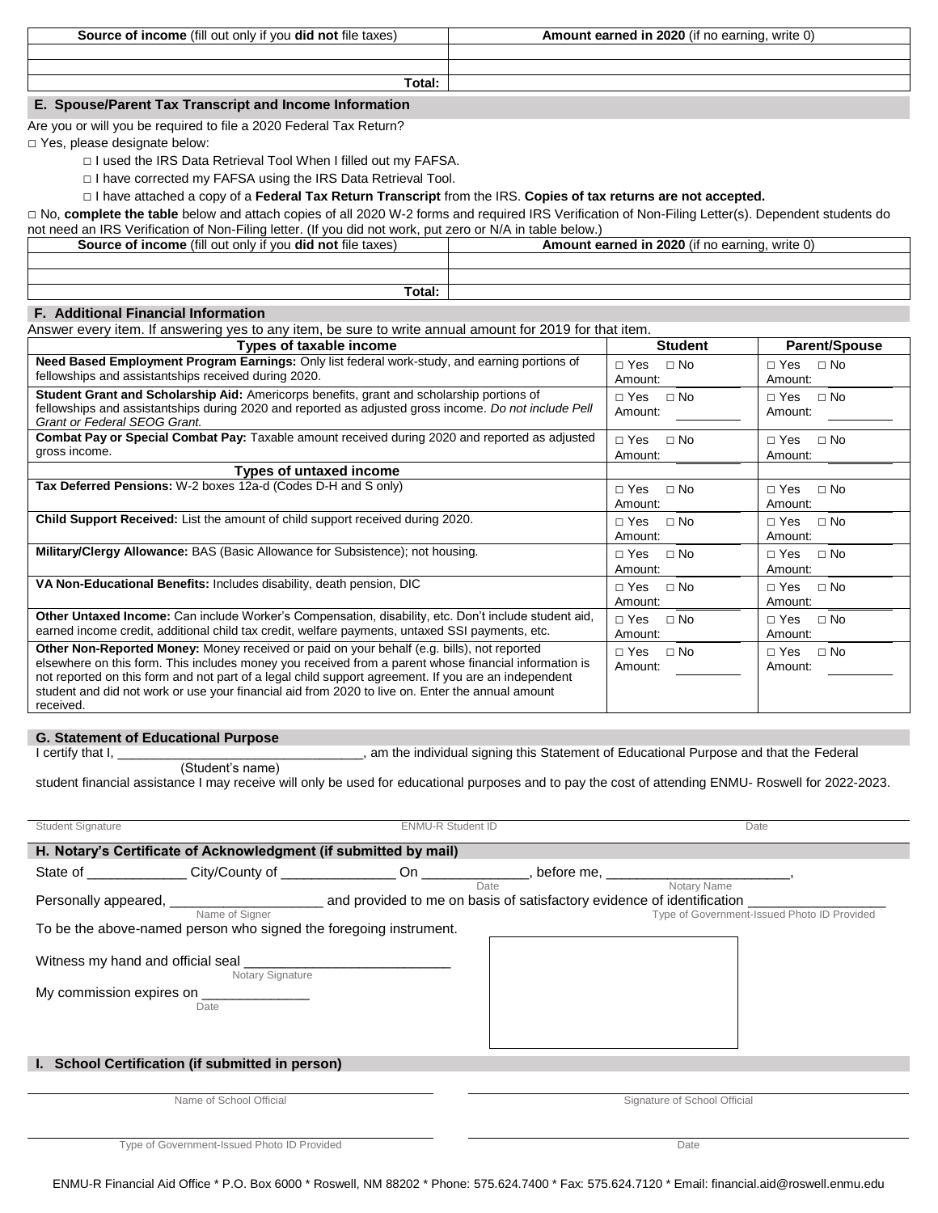| Source of income (fill out only if you **did not** file taxes) | Amount earned in 2020 (if no earning, write 0) |
|---|---|
| | |
| | |
| **Total:** | |

## E. Spouse/Parent Tax Transcript and Income Information

Are you or will you be required to file a 2020 Federal Tax Return?

□ Yes, please designate below:

- □ I used the IRS Data Retrieval Tool When I filled out my FAFSA.
- □ I have corrected my FAFSA using the IRS Data Retrieval Tool.
- □ I have attached a copy of a **Federal Tax Return Transcript** from the IRS. **Copies of tax returns are not accepted.**

□ No, **complete the table** below and attach copies of all 2020 W-2 forms and required IRS Verification of Non-Filing Letter(s). Dependent students do not need an IRS Verification of Non-Filing letter. (If you did not work, put zero or N/A in table below.)

| Source of income (fill out only if you **did not** file taxes) | Amount earned in 2020 (if no earning, write 0) |
|---|---|
| | |
| | |
| **Total:** | |

## F. Additional Financial Information

Answer every item. If answering yes to any item, be sure to write annual amount for 2019 for that item.

| Types of taxable income | Student | Parent/Spouse |
|---|---|---|
| **Need Based Employment Program Earnings:** Only list federal work-study, and earning portions of fellowships and assistantships received during 2020. | □ Yes □ No Amount: | □ Yes □ No Amount: |
| **Student Grant and Scholarship Aid:** Americorps benefits, grant and scholarship portions of fellowships and assistantships during 2020 and reported as adjusted gross income. *Do not include Pell Grant or Federal SEOG Grant.* | □ Yes □ No Amount: | □ Yes □ No Amount: |
| **Combat Pay or Special Combat Pay:** Taxable amount received during 2020 and reported as adjusted gross income. | □ Yes □ No Amount: | □ Yes □ No Amount: |
| **Types of untaxed income** | | |
| **Tax Deferred Pensions:** W-2 boxes 12a-d (Codes D-H and S only) | □ Yes □ No Amount: | □ Yes □ No Amount: |
| **Child Support Received:** List the amount of child support received during 2020. | □ Yes □ No Amount: | □ Yes □ No Amount: |
| **Military/Clergy Allowance:** BAS (Basic Allowance for Subsistence); not housing. | □ Yes □ No Amount: | □ Yes □ No Amount: |
| **VA Non-Educational Benefits:** Includes disability, death pension, DIC | □ Yes □ No Amount: | □ Yes □ No Amount: |
| **Other Untaxed Income:** Can include Worker's Compensation, disability, etc. Don't include student aid, earned income credit, additional child tax credit, welfare payments, untaxed SSI payments, etc. | □ Yes □ No Amount: | □ Yes □ No Amount: |
| **Other Non-Reported Money:** Money received or paid on your behalf (e.g. bills), not reported elsewhere on this form. This includes money you received from a parent whose financial information is not reported on this form and not part of a legal child support agreement. If you are an independent student and did not work or use your financial aid from 2020 to live on. Enter the annual amount received. | □ Yes □ No Amount: | □ Yes □ No Amount: |

## G. Statement of Educational Purpose

I certify that I, ________________________________, am the individual signing this Statement of Educational Purpose and that the Federal
(Student's name)
student financial assistance I may receive will only be used for educational purposes and to pay the cost of attending ENMU- Roswell for 2022-2023.

Student Signature ________________ ENMU-R Student ID ________________ Date ________________

## H. Notary's Certificate of Acknowledgment (if submitted by mail)

State of ____________ City/County of ______________ On _____________ (Date), before me, _______________________ (Notary Name),

Personally appeared, ___________________ (Name of Signer) and provided to me on basis of satisfactory evidence of identification _________________ (Type of Government-Issued Photo ID Provided)

To be the above-named person who signed the foregoing instrument.

Witness my hand and official seal __________________________ (Notary Signature)

My commission expires on _____________ (Date)

## I. School Certification (if submitted in person)

Name of School Official ________________ Signature of School Official ________________

Type of Government-Issued Photo ID Provided ________________ Date ________________

ENMU-R Financial Aid Office * P.O. Box 6000 * Roswell, NM 88202 * Phone: 575.624.7400 * Fax: 575.624.7120 * Email: financial.aid@roswell.enmu.edu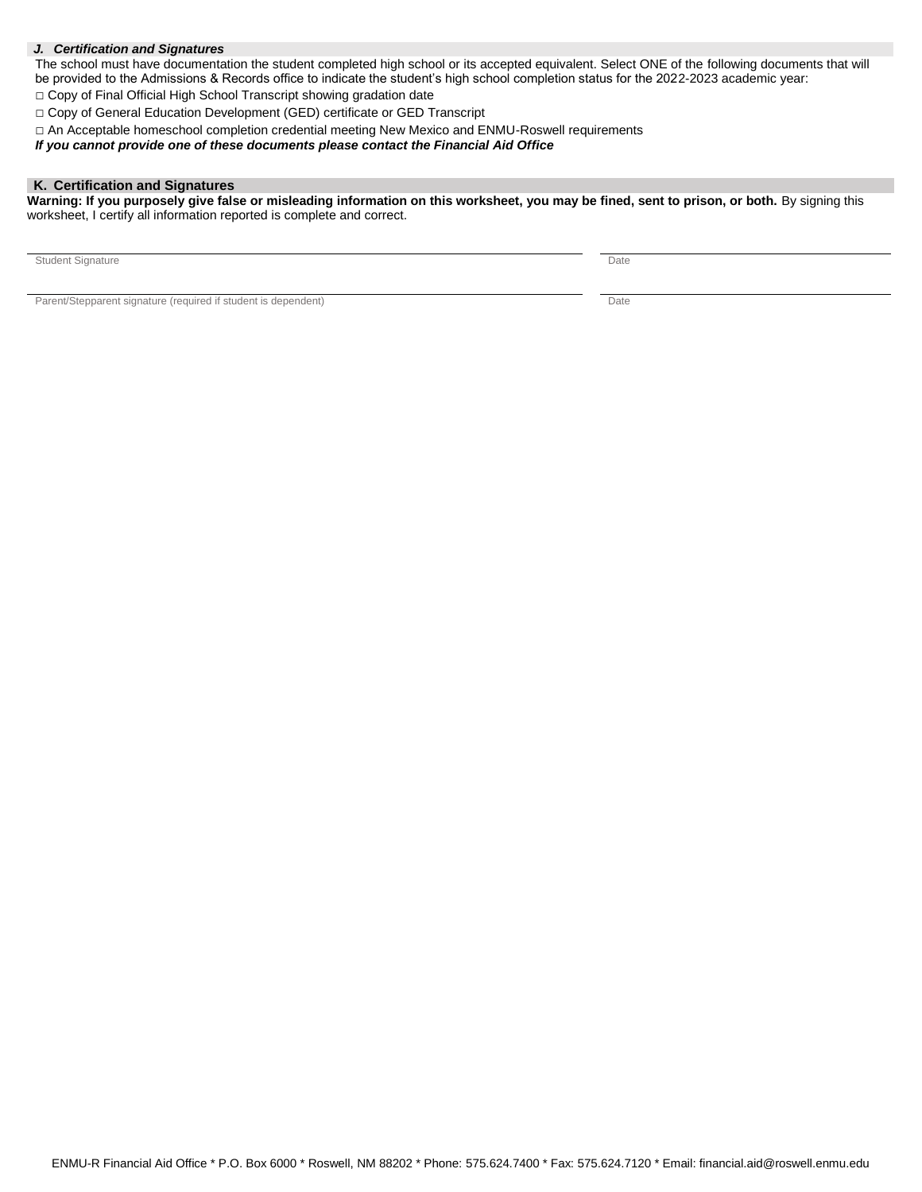### *J. Certification and Signatures*

The school must have documentation the student completed high school or its accepted equivalent. Select ONE of the following documents that will be provided to the Admissions & Records office to indicate the student's high school completion status for the 2022-2023 academic year:

□ Copy of Final Official High School Transcript showing gadation date

□ Copy of General Education Development (GED) certificate or GED Transcript

□ An Acceptable homeschool completion credential meeting New Mexico and ENMU-Roswell requirements

***If you cannot provide one of these documents please contact the Financial Aid Office***

### K. Certification and Signatures

**Warning: If you purposely give false or misleading information on this worksheet, you may be fined, sent to prison, or both.** By signing this worksheet, I certify all information reported is complete and correct.

Student Signature _______________________________ Date _______________

Parent/Stepparent signature (required if student is dependent) _______________________________ Date _______________

ENMU-R Financial Aid Office * P.O. Box 6000 * Roswell, NM 88202 * Phone: 575.624.7400 * Fax: 575.624.7120 * Email: financial.aid@roswell.enmu.edu